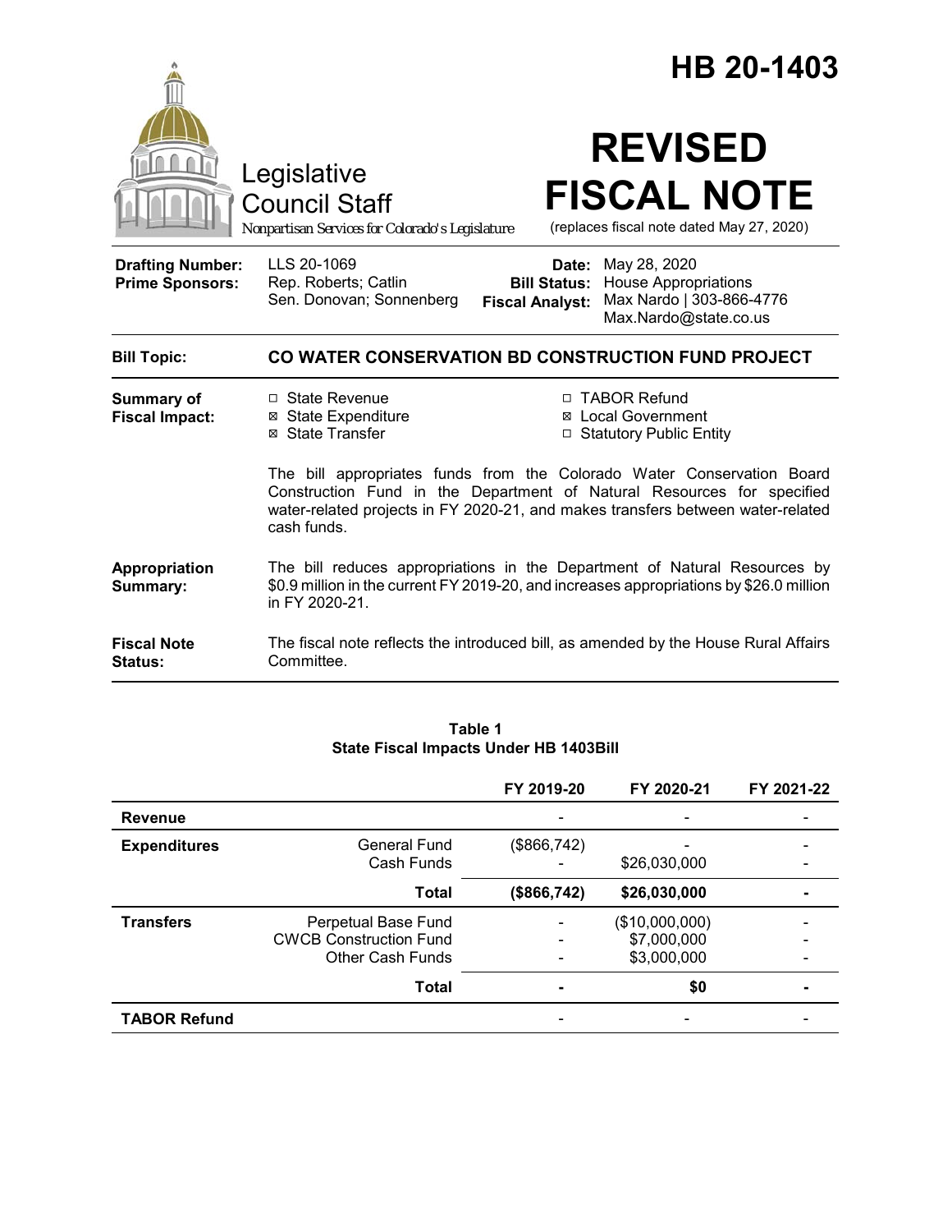# HB 20-1403

Legislative Council Staff

*Nonpartisan Services for Colorado's Legislature*

# REVISED FISCAL NOTE

(replaces fiscal note dated May 27, 2020)

| | | | |
|---|---|---|---|
| **Drafting Number:** | LLS 20-1069 | **Date:** | May 28, 2020 |
| **Prime Sponsors:** | Rep. Roberts; Catlin<br>Sen. Donovan; Sonnenberg | **Bill Status:** | House Appropriations |
| | | **Fiscal Analyst:** | Max Nardo \| 303-866-4776<br>Max.Nardo@state.co.us |

**Bill Topic:** **CO WATER CONSERVATION BD CONSTRUCTION FUND PROJECT**

**Summary of Fiscal Impact:**

- ☐ State Revenue
- ☒ State Expenditure
- ☒ State Transfer
- ☐ TABOR Refund
- ☒ Local Government
- ☐ Statutory Public Entity

The bill appropriates funds from the Colorado Water Conservation Board Construction Fund in the Department of Natural Resources for specified water-related projects in FY 2020-21, and makes transfers between water-related cash funds.

**Appropriation Summary:** The bill reduces appropriations in the Department of Natural Resources by $0.9 million in the current FY 2019-20, and increases appropriations by $26.0 million in FY 2020-21.

**Fiscal Note Status:** The fiscal note reflects the introduced bill, as amended by the House Rural Affairs Committee.

**Table 1**
**State Fiscal Impacts Under HB 1403Bill**

| | | FY 2019-20 | FY 2020-21 | FY 2021-22 |
|---|---|---|---|---|
| **Revenue** | | - | - | - |
| **Expenditures** | General Fund | ($866,742) | - | - |
| | Cash Funds | - | $26,030,000 | - |
| | **Total** | **($866,742)** | **$26,030,000** | **-** |
| **Transfers** | Perpetual Base Fund | - | ($10,000,000) | - |
| | CWCB Construction Fund | - | $7,000,000 | - |
| | Other Cash Funds | - | $3,000,000 | - |
| | **Total** | **-** | **$0** | **-** |
| **TABOR Refund** | | - | - | - |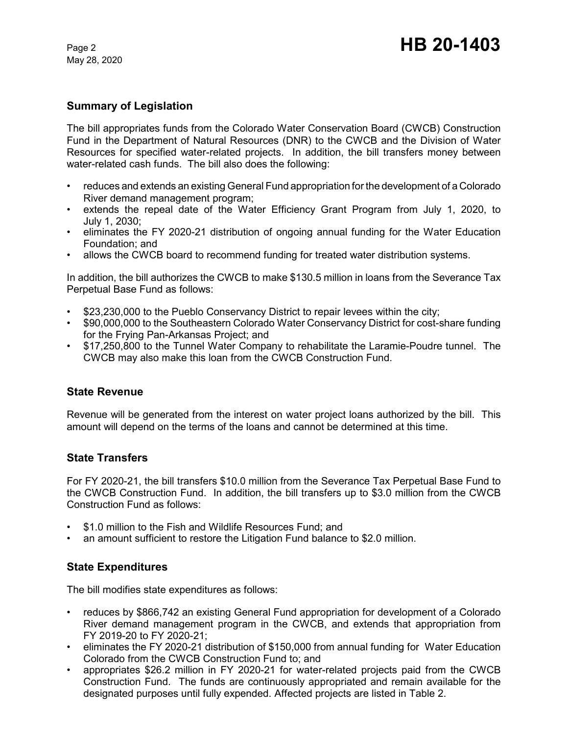## Summary of Legislation

The bill appropriates funds from the Colorado Water Conservation Board (CWCB) Construction Fund in the Department of Natural Resources (DNR) to the CWCB and the Division of Water Resources for specified water-related projects. In addition, the bill transfers money between water-related cash funds. The bill also does the following:

- reduces and extends an existing General Fund appropriation for the development of a Colorado River demand management program;
- extends the repeal date of the Water Efficiency Grant Program from July 1, 2020, to July 1, 2030;
- eliminates the FY 2020-21 distribution of ongoing annual funding for the Water Education Foundation; and
- allows the CWCB board to recommend funding for treated water distribution systems.

In addition, the bill authorizes the CWCB to make $130.5 million in loans from the Severance Tax Perpetual Base Fund as follows:

- $23,230,000 to the Pueblo Conservancy District to repair levees within the city;
- $90,000,000 to the Southeastern Colorado Water Conservancy District for cost-share funding for the Frying Pan-Arkansas Project; and
- $17,250,800 to the Tunnel Water Company to rehabilitate the Laramie-Poudre tunnel. The CWCB may also make this loan from the CWCB Construction Fund.

## State Revenue

Revenue will be generated from the interest on water project loans authorized by the bill. This amount will depend on the terms of the loans and cannot be determined at this time.

## State Transfers

For FY 2020-21, the bill transfers $10.0 million from the Severance Tax Perpetual Base Fund to the CWCB Construction Fund. In addition, the bill transfers up to $3.0 million from the CWCB Construction Fund as follows:

- $1.0 million to the Fish and Wildlife Resources Fund; and
- an amount sufficient to restore the Litigation Fund balance to $2.0 million.

## State Expenditures

The bill modifies state expenditures as follows:

- reduces by $866,742 an existing General Fund appropriation for development of a Colorado River demand management program in the CWCB, and extends that appropriation from FY 2019-20 to FY 2020-21;
- eliminates the FY 2020-21 distribution of $150,000 from annual funding for Water Education Colorado from the CWCB Construction Fund to; and
- appropriates $26.2 million in FY 2020-21 for water-related projects paid from the CWCB Construction Fund. The funds are continuously appropriated and remain available for the designated purposes until fully expended. Affected projects are listed in Table 2.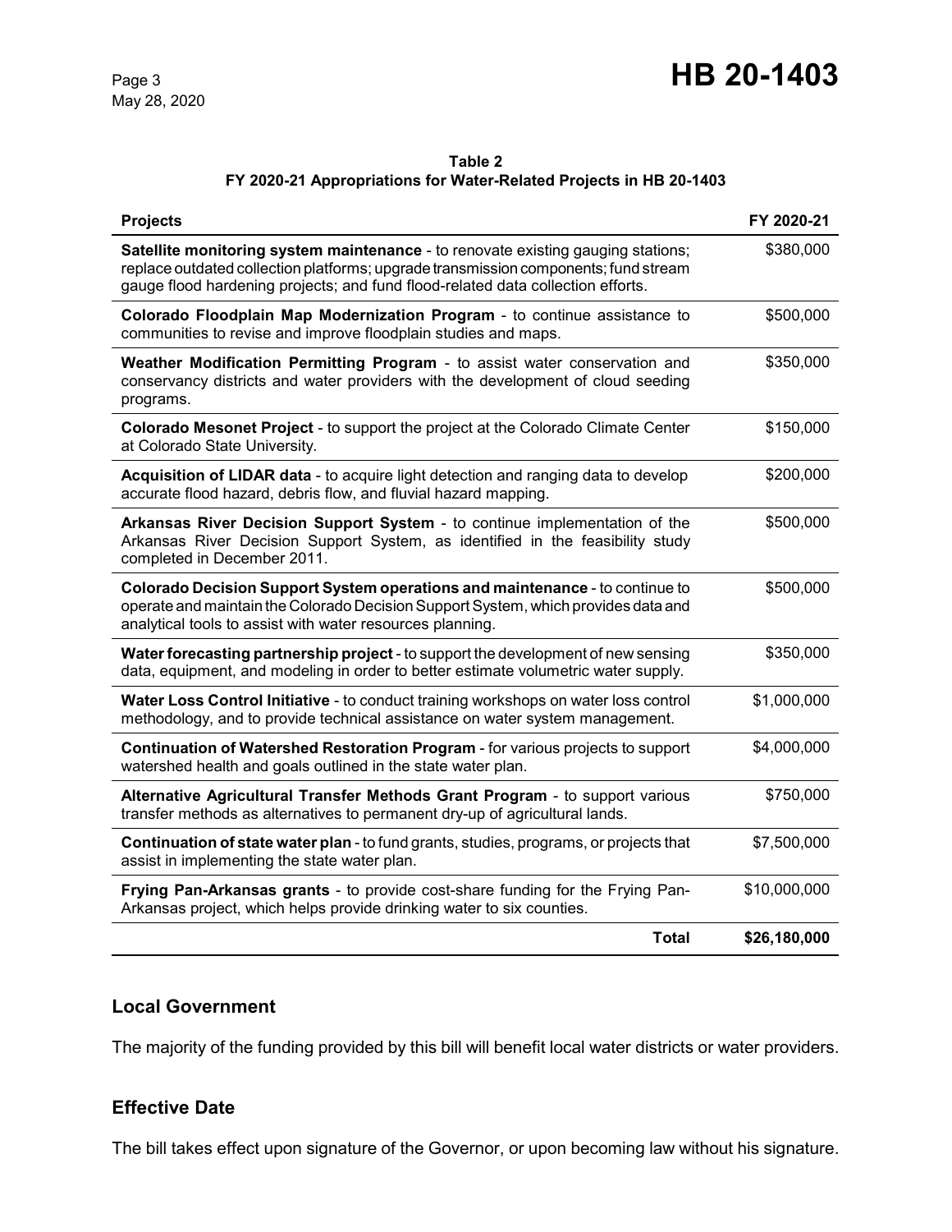**Table 2**
**FY 2020-21 Appropriations for Water-Related Projects in HB 20-1403**

| Projects | FY 2020-21 |
|---|---|
| **Satellite monitoring system maintenance** - to renovate existing gauging stations; replace outdated collection platforms; upgrade transmission components; fund stream gauge flood hardening projects; and fund flood-related data collection efforts. | $380,000 |
| **Colorado Floodplain Map Modernization Program** - to continue assistance to communities to revise and improve floodplain studies and maps. | $500,000 |
| **Weather Modification Permitting Program** - to assist water conservation and conservancy districts and water providers with the development of cloud seeding programs. | $350,000 |
| **Colorado Mesonet Project** - to support the project at the Colorado Climate Center at Colorado State University. | $150,000 |
| **Acquisition of LIDAR data** - to acquire light detection and ranging data to develop accurate flood hazard, debris flow, and fluvial hazard mapping. | $200,000 |
| **Arkansas River Decision Support System** - to continue implementation of the Arkansas River Decision Support System, as identified in the feasibility study completed in December 2011. | $500,000 |
| **Colorado Decision Support System operations and maintenance** - to continue to operate and maintain the Colorado Decision Support System, which provides data and analytical tools to assist with water resources planning. | $500,000 |
| **Water forecasting partnership project** - to support the development of new sensing data, equipment, and modeling in order to better estimate volumetric water supply. | $350,000 |
| **Water Loss Control Initiative** - to conduct training workshops on water loss control methodology, and to provide technical assistance on water system management. | $1,000,000 |
| **Continuation of Watershed Restoration Program** - for various projects to support watershed health and goals outlined in the state water plan. | $4,000,000 |
| **Alternative Agricultural Transfer Methods Grant Program** - to support various transfer methods as alternatives to permanent dry-up of agricultural lands. | $750,000 |
| **Continuation of state water plan** - to fund grants, studies, programs, or projects that assist in implementing the state water plan. | $7,500,000 |
| **Frying Pan-Arkansas grants** - to provide cost-share funding for the Frying Pan-Arkansas project, which helps provide drinking water to six counties. | $10,000,000 |
| **Total** | **$26,180,000** |

## Local Government

The majority of the funding provided by this bill will benefit local water districts or water providers.

## Effective Date

The bill takes effect upon signature of the Governor, or upon becoming law without his signature.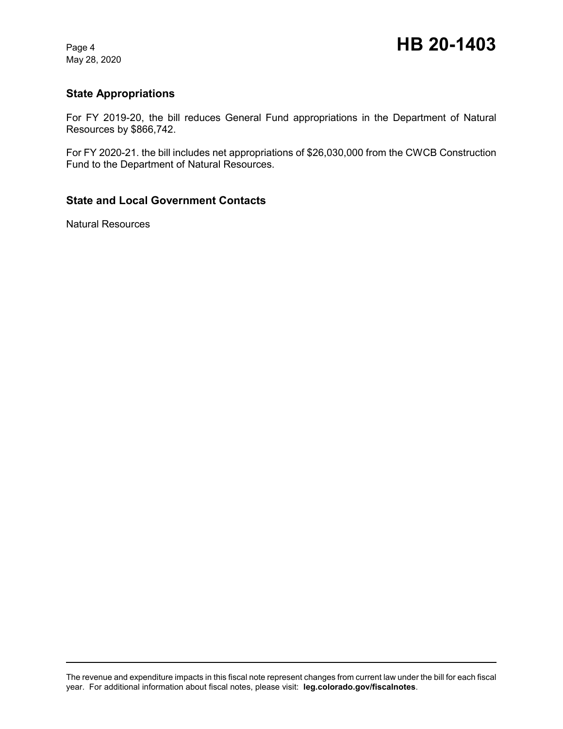## State Appropriations

For FY 2019-20, the bill reduces General Fund appropriations in the Department of Natural Resources by $866,742.

For FY 2020-21. the bill includes net appropriations of $26,030,000 from the CWCB Construction Fund to the Department of Natural Resources.

## State and Local Government Contacts

Natural Resources

The revenue and expenditure impacts in this fiscal note represent changes from current law under the bill for each fiscal year. For additional information about fiscal notes, please visit: **leg.colorado.gov/fiscalnotes**.